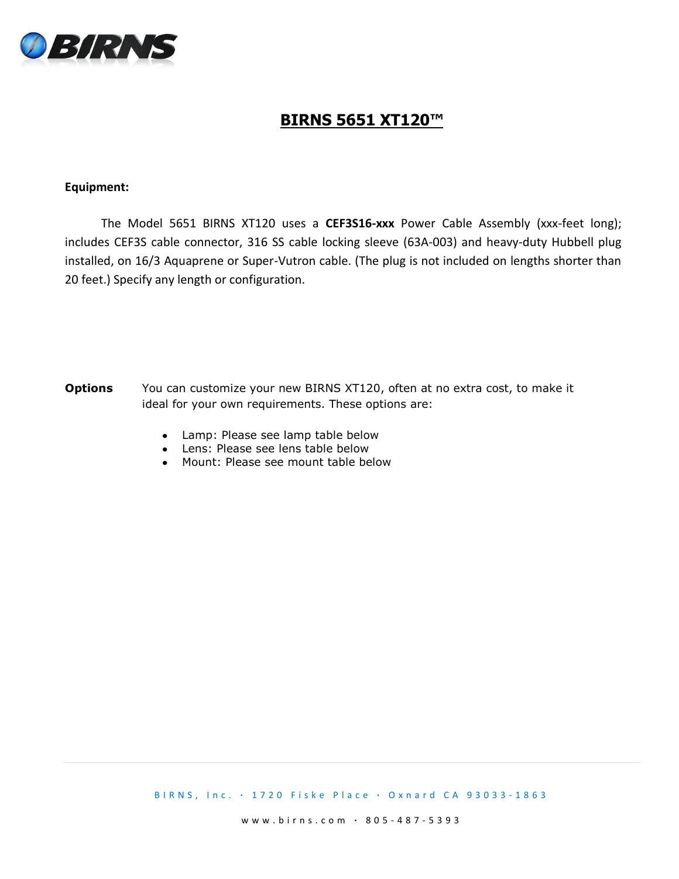# BIRNS 5651 XT120™

**Equipment:**

The Model 5651 BIRNS XT120 uses a **CEF3S16-xxx** Power Cable Assembly (xxx-feet long); includes CEF3S cable connector, 316 SS cable locking sleeve (63A-003) and heavy-duty Hubbell plug installed, on 16/3 Aquaprene or Super-Vutron cable. (The plug is not included on lengths shorter than 20 feet.) Specify any length or configuration.

**Options** You can customize your new BIRNS XT120, often at no extra cost, to make it ideal for your own requirements. These options are:

- Lamp: Please see lamp table below
- Lens: Please see lens table below
- Mount: Please see mount table below

BIRNS, Inc. · 1720 Fiske Place · Oxnard CA 93033-1863

www.birns.com · 805-487-5393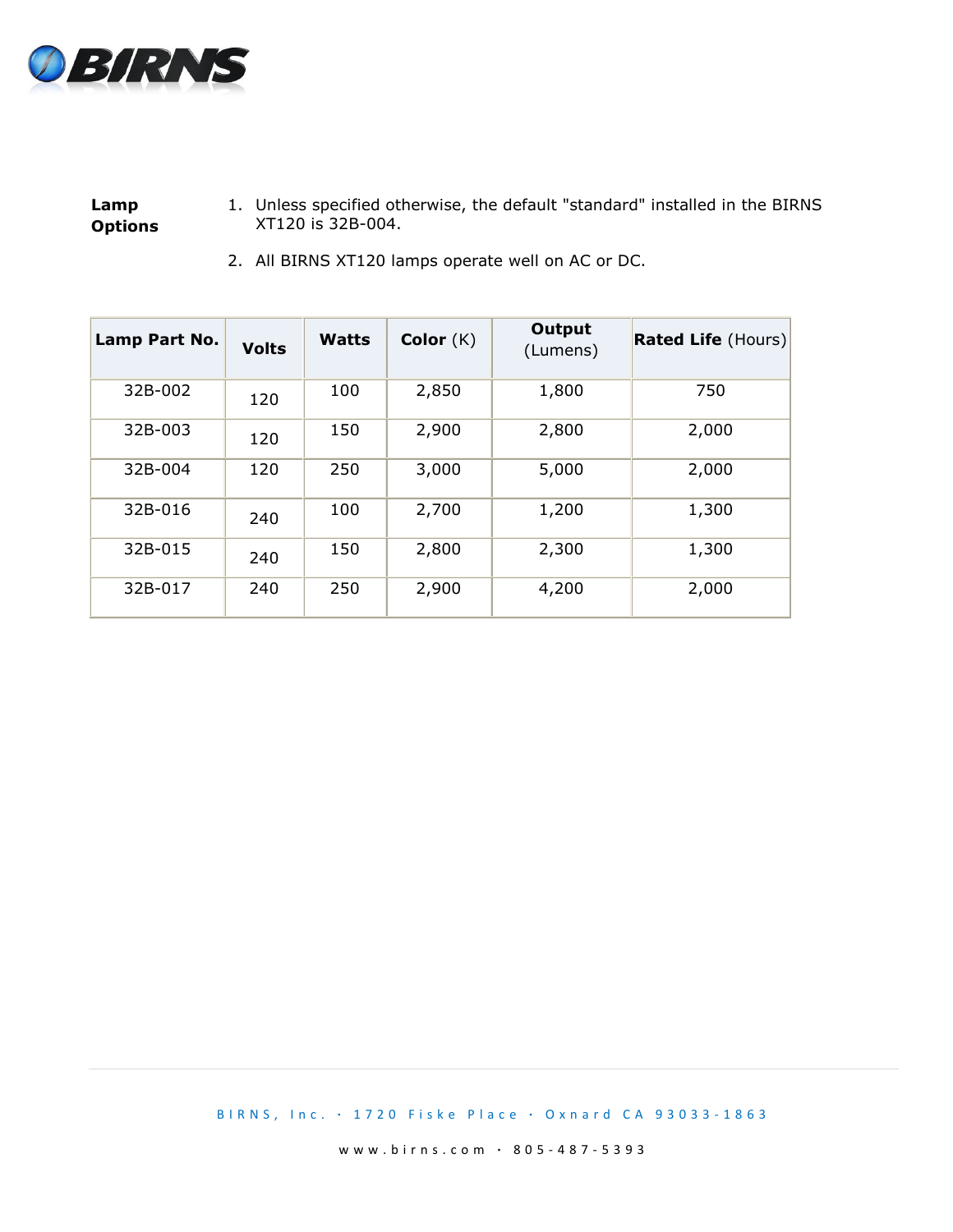**Lamp Options**

1. Unless specified otherwise, the default "standard" installed in the BIRNS XT120 is 32B-004.
2. All BIRNS XT120 lamps operate well on AC or DC.

| **Lamp Part No.** | **Volts** | **Watts** | **Color** (K) | **Output** (Lumens) | **Rated Life** (Hours) |
|---|---|---|---|---|---|
| 32B-002 | 120 | 100 | 2,850 | 1,800 | 750 |
| 32B-003 | 120 | 150 | 2,900 | 2,800 | 2,000 |
| 32B-004 | 120 | 250 | 3,000 | 5,000 | 2,000 |
| 32B-016 | 240 | 100 | 2,700 | 1,200 | 1,300 |
| 32B-015 | 240 | 150 | 2,800 | 2,300 | 1,300 |
| 32B-017 | 240 | 250 | 2,900 | 4,200 | 2,000 |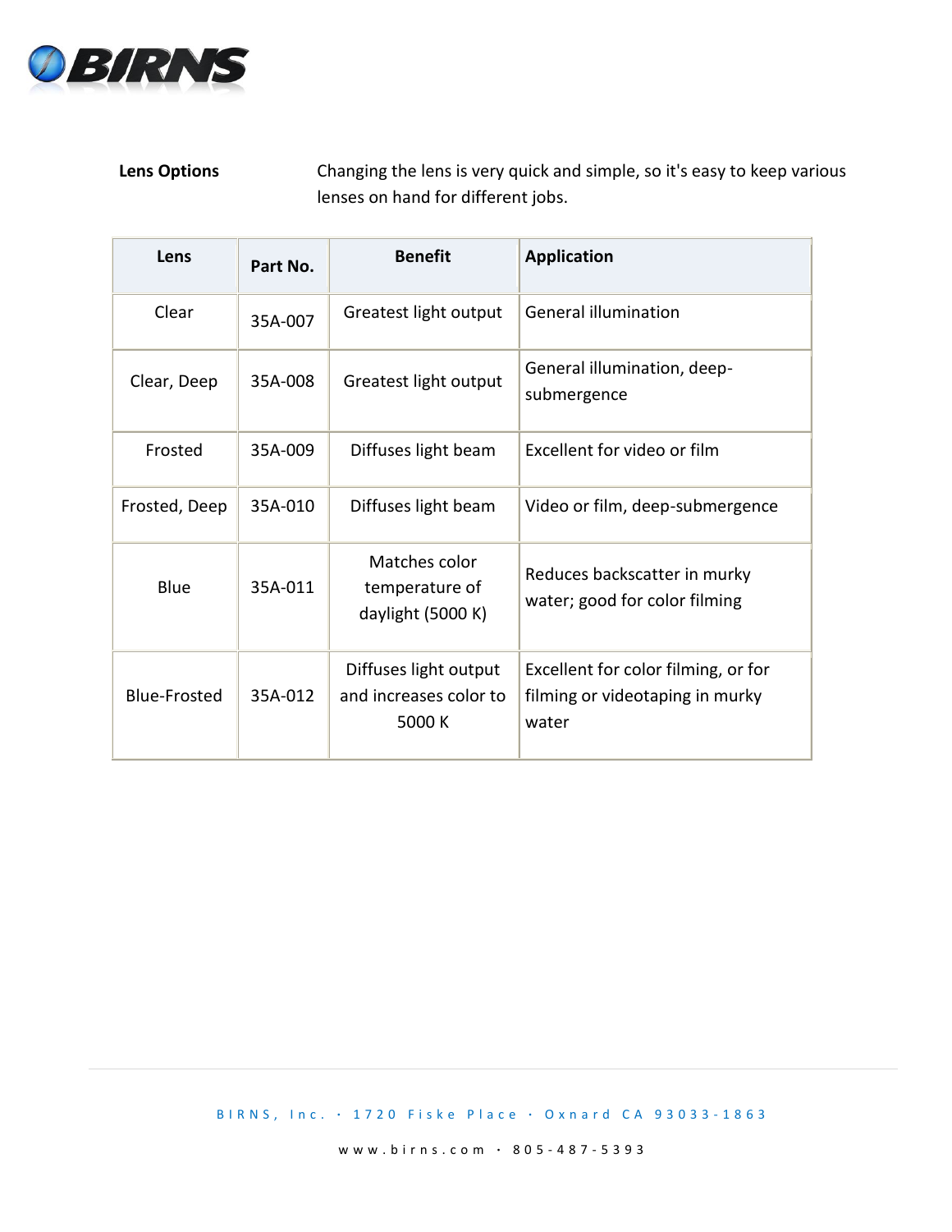**Lens Options** Changing the lens is very quick and simple, so it's easy to keep various lenses on hand for different jobs.

| Lens | Part No. | Benefit | Application |
| --- | --- | --- | --- |
| Clear | 35A-007 | Greatest light output | General illumination |
| Clear, Deep | 35A-008 | Greatest light output | General illumination, deep-submergence |
| Frosted | 35A-009 | Diffuses light beam | Excellent for video or film |
| Frosted, Deep | 35A-010 | Diffuses light beam | Video or film, deep-submergence |
| Blue | 35A-011 | Matches color temperature of daylight (5000 K) | Reduces backscatter in murky water; good for color filming |
| Blue-Frosted | 35A-012 | Diffuses light output and increases color to 5000 K | Excellent for color filming, or for filming or videotaping in murky water |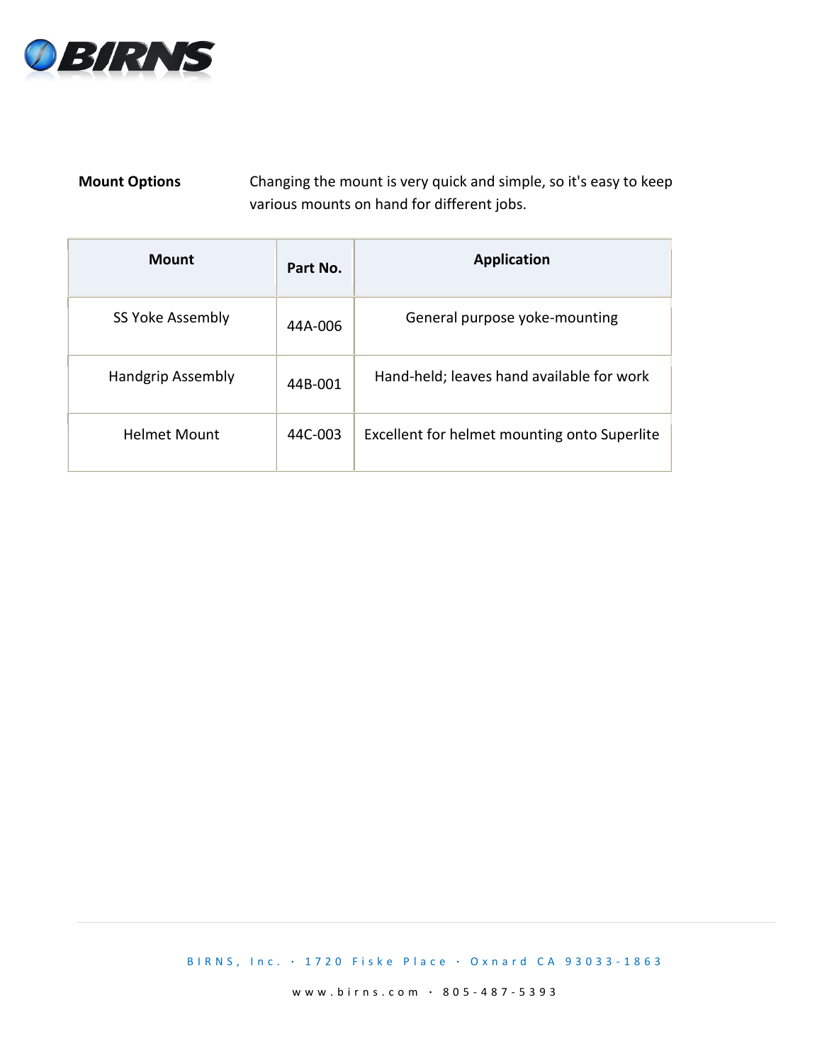**Mount Options**

Changing the mount is very quick and simple, so it's easy to keep various mounts on hand for different jobs.

| Mount | Part No. | Application |
| --- | --- | --- |
| SS Yoke Assembly | 44A-006 | General purpose yoke-mounting |
| Handgrip Assembly | 44B-001 | Hand-held; leaves hand available for work |
| Helmet Mount | 44C-003 | Excellent for helmet mounting onto Superlite |